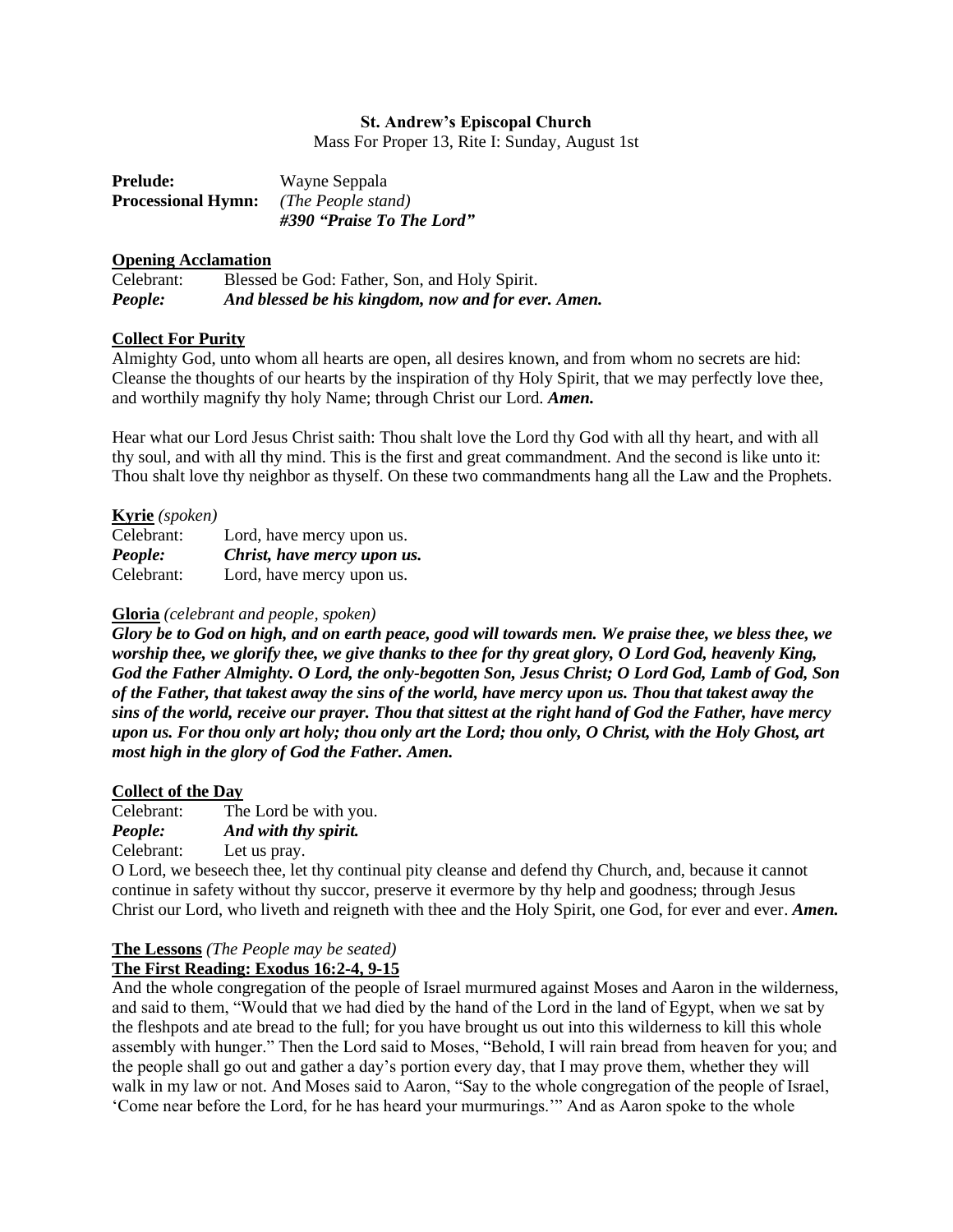**St. Andrew's Episcopal Church**
Mass For Proper 13, Rite I: Sunday, August 1st

**Prelude:** Wayne Seppala
**Processional Hymn:** *(The People stand)*
***#390 "Praise To The Lord"***

**Opening Acclamation**

Celebrant: Blessed be God: Father, Son, and Holy Spirit.
***People: And blessed be his kingdom, now and for ever. Amen.***

**Collect For Purity**

Almighty God, unto whom all hearts are open, all desires known, and from whom no secrets are hid: Cleanse the thoughts of our hearts by the inspiration of thy Holy Spirit, that we may perfectly love thee, and worthily magnify thy holy Name; through Christ our Lord. ***Amen.***

Hear what our Lord Jesus Christ saith: Thou shalt love the Lord thy God with all thy heart, and with all thy soul, and with all thy mind. This is the first and great commandment. And the second is like unto it: Thou shalt love thy neighbor as thyself. On these two commandments hang all the Law and the Prophets.

**Kyrie** *(spoken)*

Celebrant: Lord, have mercy upon us.
***People: Christ, have mercy upon us.***
Celebrant: Lord, have mercy upon us.

**Gloria** *(celebrant and people, spoken)*

***Glory be to God on high, and on earth peace, good will towards men. We praise thee, we bless thee, we worship thee, we glorify thee, we give thanks to thee for thy great glory, O Lord God, heavenly King, God the Father Almighty. O Lord, the only-begotten Son, Jesus Christ; O Lord God, Lamb of God, Son of the Father, that takest away the sins of the world, have mercy upon us. Thou that takest away the sins of the world, receive our prayer. Thou that sittest at the right hand of God the Father, have mercy upon us. For thou only art holy; thou only art the Lord; thou only, O Christ, with the Holy Ghost, art most high in the glory of God the Father. Amen.***

**Collect of the Day**

Celebrant: The Lord be with you.
***People: And with thy spirit.***
Celebrant: Let us pray.

O Lord, we beseech thee, let thy continual pity cleanse and defend thy Church, and, because it cannot continue in safety without thy succor, preserve it evermore by thy help and goodness; through Jesus Christ our Lord, who liveth and reigneth with thee and the Holy Spirit, one God, for ever and ever. ***Amen.***

**The Lessons** *(The People may be seated)*

**The First Reading: Exodus 16:2-4, 9-15**

And the whole congregation of the people of Israel murmured against Moses and Aaron in the wilderness, and said to them, "Would that we had died by the hand of the Lord in the land of Egypt, when we sat by the fleshpots and ate bread to the full; for you have brought us out into this wilderness to kill this whole assembly with hunger." Then the Lord said to Moses, "Behold, I will rain bread from heaven for you; and the people shall go out and gather a day's portion every day, that I may prove them, whether they will walk in my law or not. And Moses said to Aaron, "Say to the whole congregation of the people of Israel, 'Come near before the Lord, for he has heard your murmurings.'" And as Aaron spoke to the whole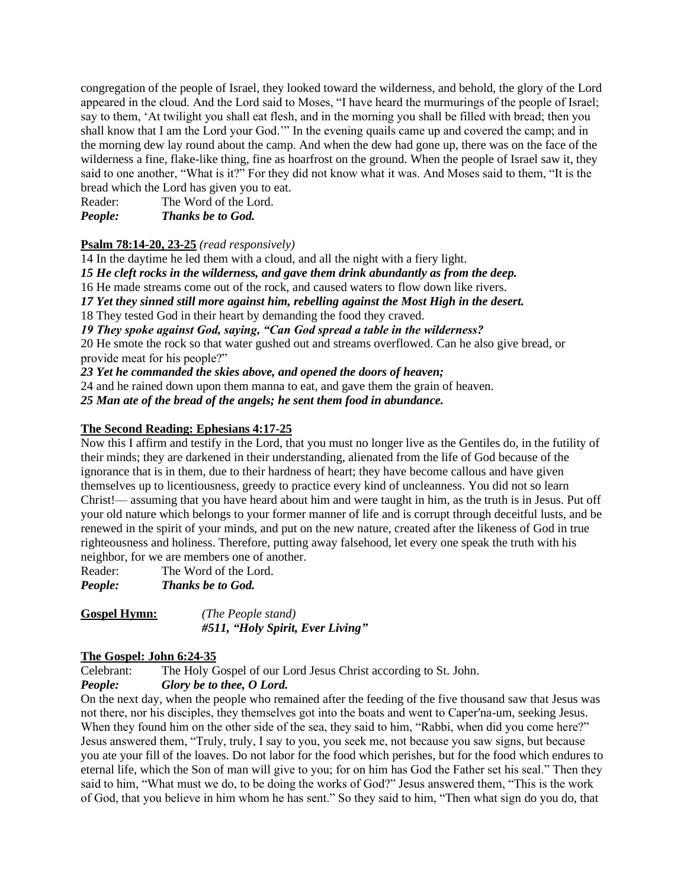congregation of the people of Israel, they looked toward the wilderness, and behold, the glory of the Lord appeared in the cloud. And the Lord said to Moses, "I have heard the murmurings of the people of Israel; say to them, 'At twilight you shall eat flesh, and in the morning you shall be filled with bread; then you shall know that I am the Lord your God.'" In the evening quails came up and covered the camp; and in the morning dew lay round about the camp. And when the dew had gone up, there was on the face of the wilderness a fine, flake-like thing, fine as hoarfrost on the ground. When the people of Israel saw it, they said to one another, "What is it?" For they did not know what it was. And Moses said to them, "It is the bread which the Lord has given you to eat.

Reader: The Word of the Lord.
***People: Thanks be to God.***

**Psalm 78:14-20, 23-25** *(read responsively)*

14 In the daytime he led them with a cloud, and all the night with a fiery light.

***15 He cleft rocks in the wilderness, and gave them drink abundantly as from the deep.***

16 He made streams come out of the rock, and caused waters to flow down like rivers.

***17 Yet they sinned still more against him, rebelling against the Most High in the desert.***

18 They tested God in their heart by demanding the food they craved.

***19 They spoke against God, saying, "Can God spread a table in the wilderness?***

20 He smote the rock so that water gushed out and streams overflowed. Can he also give bread, or provide meat for his people?"

***23 Yet he commanded the skies above, and opened the doors of heaven;***

24 and he rained down upon them manna to eat, and gave them the grain of heaven.

***25 Man ate of the bread of the angels; he sent them food in abundance.***

**The Second Reading: Ephesians 4:17-25**

Now this I affirm and testify in the Lord, that you must no longer live as the Gentiles do, in the futility of their minds; they are darkened in their understanding, alienated from the life of God because of the ignorance that is in them, due to their hardness of heart; they have become callous and have given themselves up to licentiousness, greedy to practice every kind of uncleanness. You did not so learn Christ!— assuming that you have heard about him and were taught in him, as the truth is in Jesus. Put off your old nature which belongs to your former manner of life and is corrupt through deceitful lusts, and be renewed in the spirit of your minds, and put on the new nature, created after the likeness of God in true righteousness and holiness. Therefore, putting away falsehood, let every one speak the truth with his neighbor, for we are members one of another.

Reader: The Word of the Lord.
***People: Thanks be to God.***

**Gospel Hymn:** *(The People stand)*
***#511, "Holy Spirit, Ever Living"***

**The Gospel: John 6:24-35**

Celebrant: The Holy Gospel of our Lord Jesus Christ according to St. John.
***People: Glory be to thee, O Lord.***

On the next day, when the people who remained after the feeding of the five thousand saw that Jesus was not there, nor his disciples, they themselves got into the boats and went to Caper′na-um, seeking Jesus. When they found him on the other side of the sea, they said to him, "Rabbi, when did you come here?" Jesus answered them, "Truly, truly, I say to you, you seek me, not because you saw signs, but because you ate your fill of the loaves. Do not labor for the food which perishes, but for the food which endures to eternal life, which the Son of man will give to you; for on him has God the Father set his seal." Then they said to him, "What must we do, to be doing the works of God?" Jesus answered them, "This is the work of God, that you believe in him whom he has sent." So they said to him, "Then what sign do you do, that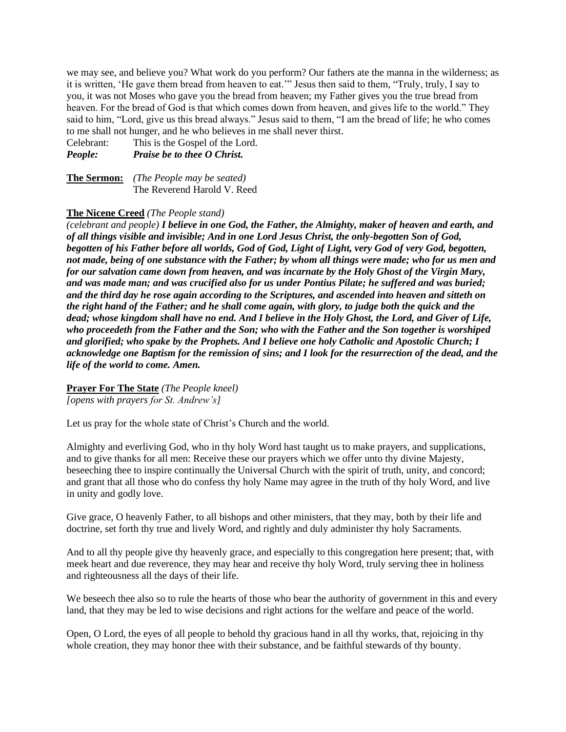we may see, and believe you? What work do you perform? Our fathers ate the manna in the wilderness; as it is written, 'He gave them bread from heaven to eat.'" Jesus then said to them, "Truly, truly, I say to you, it was not Moses who gave you the bread from heaven; my Father gives you the true bread from heaven. For the bread of God is that which comes down from heaven, and gives life to the world." They said to him, "Lord, give us this bread always." Jesus said to them, "I am the bread of life; he who comes to me shall not hunger, and he who believes in me shall never thirst.

Celebrant: This is the Gospel of the Lord.
***People:*** ***Praise be to thee O Christ.***

**The Sermon:** *(The People may be seated)*
The Reverend Harold V. Reed

**The Nicene Creed** *(The People stand)*

*(celebrant and people)* ***I believe in one God, the Father, the Almighty, maker of heaven and earth, and of all things visible and invisible; And in one Lord Jesus Christ, the only-begotten Son of God, begotten of his Father before all worlds, God of God, Light of Light, very God of very God, begotten, not made, being of one substance with the Father; by whom all things were made; who for us men and for our salvation came down from heaven, and was incarnate by the Holy Ghost of the Virgin Mary, and was made man; and was crucified also for us under Pontius Pilate; he suffered and was buried; and the third day he rose again according to the Scriptures, and ascended into heaven and sitteth on the right hand of the Father; and he shall come again, with glory, to judge both the quick and the dead; whose kingdom shall have no end. And I believe in the Holy Ghost, the Lord, and Giver of Life, who proceedeth from the Father and the Son; who with the Father and the Son together is worshiped and glorified; who spake by the Prophets. And I believe one holy Catholic and Apostolic Church; I acknowledge one Baptism for the remission of sins; and I look for the resurrection of the dead, and the life of the world to come. Amen.***

**Prayer For The State** *(The People kneel)*
*[opens with prayers for St. Andrew's]*

Let us pray for the whole state of Christ's Church and the world.

Almighty and everliving God, who in thy holy Word hast taught us to make prayers, and supplications, and to give thanks for all men: Receive these our prayers which we offer unto thy divine Majesty, beseeching thee to inspire continually the Universal Church with the spirit of truth, unity, and concord; and grant that all those who do confess thy holy Name may agree in the truth of thy holy Word, and live in unity and godly love.

Give grace, O heavenly Father, to all bishops and other ministers, that they may, both by their life and doctrine, set forth thy true and lively Word, and rightly and duly administer thy holy Sacraments.

And to all thy people give thy heavenly grace, and especially to this congregation here present; that, with meek heart and due reverence, they may hear and receive thy holy Word, truly serving thee in holiness and righteousness all the days of their life.

We beseech thee also so to rule the hearts of those who bear the authority of government in this and every land, that they may be led to wise decisions and right actions for the welfare and peace of the world.

Open, O Lord, the eyes of all people to behold thy gracious hand in all thy works, that, rejoicing in thy whole creation, they may honor thee with their substance, and be faithful stewards of thy bounty.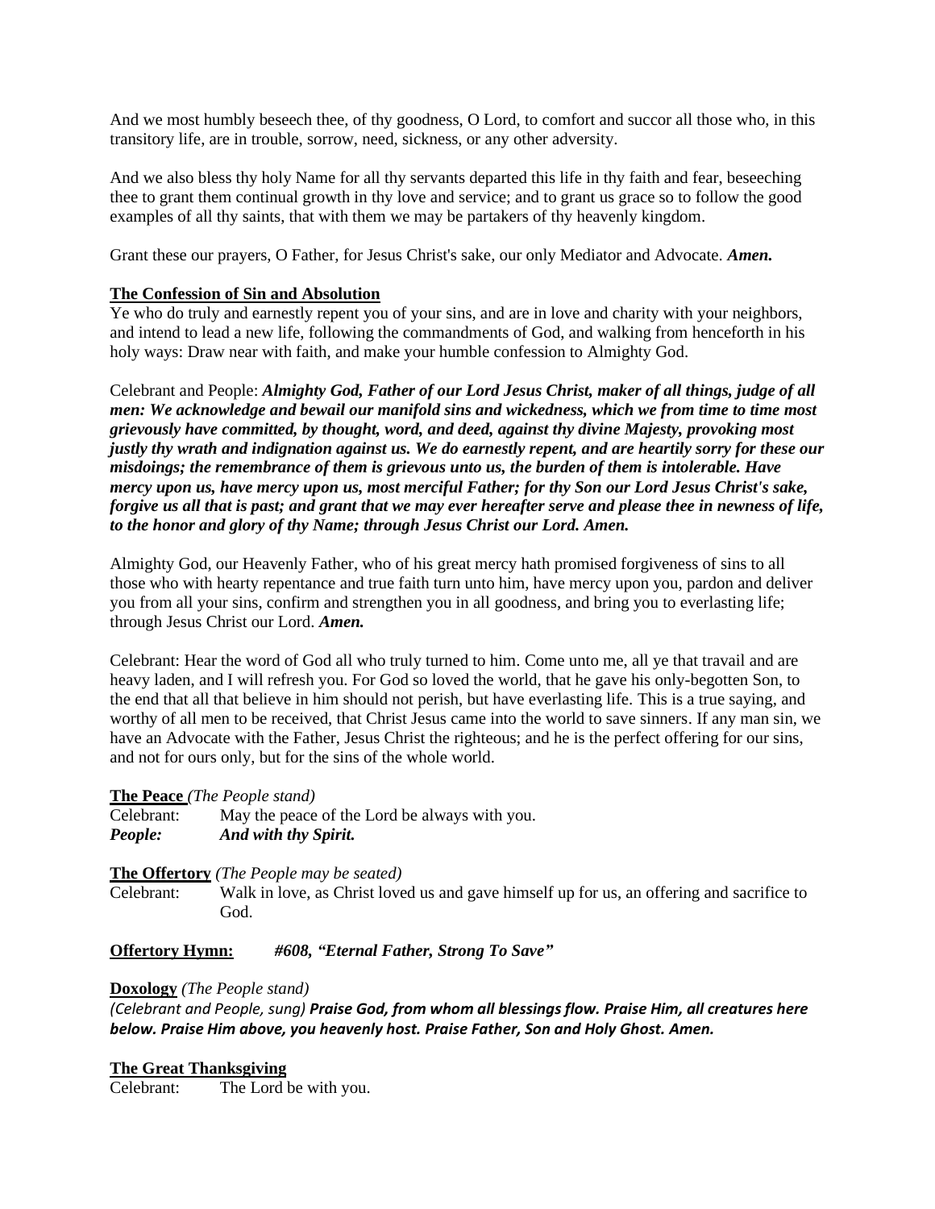And we most humbly beseech thee, of thy goodness, O Lord, to comfort and succor all those who, in this transitory life, are in trouble, sorrow, need, sickness, or any other adversity.

And we also bless thy holy Name for all thy servants departed this life in thy faith and fear, beseeching thee to grant them continual growth in thy love and service; and to grant us grace so to follow the good examples of all thy saints, that with them we may be partakers of thy heavenly kingdom.

Grant these our prayers, O Father, for Jesus Christ's sake, our only Mediator and Advocate. ***Amen.***

**The Confession of Sin and Absolution**

Ye who do truly and earnestly repent you of your sins, and are in love and charity with your neighbors, and intend to lead a new life, following the commandments of God, and walking from henceforth in his holy ways: Draw near with faith, and make your humble confession to Almighty God.

Celebrant and People: ***Almighty God, Father of our Lord Jesus Christ, maker of all things, judge of all men: We acknowledge and bewail our manifold sins and wickedness, which we from time to time most grievously have committed, by thought, word, and deed, against thy divine Majesty, provoking most justly thy wrath and indignation against us. We do earnestly repent, and are heartily sorry for these our misdoings; the remembrance of them is grievous unto us, the burden of them is intolerable. Have mercy upon us, have mercy upon us, most merciful Father; for thy Son our Lord Jesus Christ's sake, forgive us all that is past; and grant that we may ever hereafter serve and please thee in newness of life, to the honor and glory of thy Name; through Jesus Christ our Lord. Amen.***

Almighty God, our Heavenly Father, who of his great mercy hath promised forgiveness of sins to all those who with hearty repentance and true faith turn unto him, have mercy upon you, pardon and deliver you from all your sins, confirm and strengthen you in all goodness, and bring you to everlasting life; through Jesus Christ our Lord. ***Amen.***

Celebrant: Hear the word of God all who truly turned to him. Come unto me, all ye that travail and are heavy laden, and I will refresh you. For God so loved the world, that he gave his only-begotten Son, to the end that all that believe in him should not perish, but have everlasting life. This is a true saying, and worthy of all men to be received, that Christ Jesus came into the world to save sinners. If any man sin, we have an Advocate with the Father, Jesus Christ the righteous; and he is the perfect offering for our sins, and not for ours only, but for the sins of the whole world.

**The Peace** *(The People stand)*

Celebrant: May the peace of the Lord be always with you.
***People: And with thy Spirit.***

**The Offertory** *(The People may be seated)*

Celebrant: Walk in love, as Christ loved us and gave himself up for us, an offering and sacrifice to God.

**Offertory Hymn:** ***#608, "Eternal Father, Strong To Save"***

**Doxology** *(The People stand)*

*(Celebrant and People, sung)* ***Praise God, from whom all blessings flow. Praise Him, all creatures here below. Praise Him above, you heavenly host. Praise Father, Son and Holy Ghost. Amen.***

**The Great Thanksgiving**

Celebrant: The Lord be with you.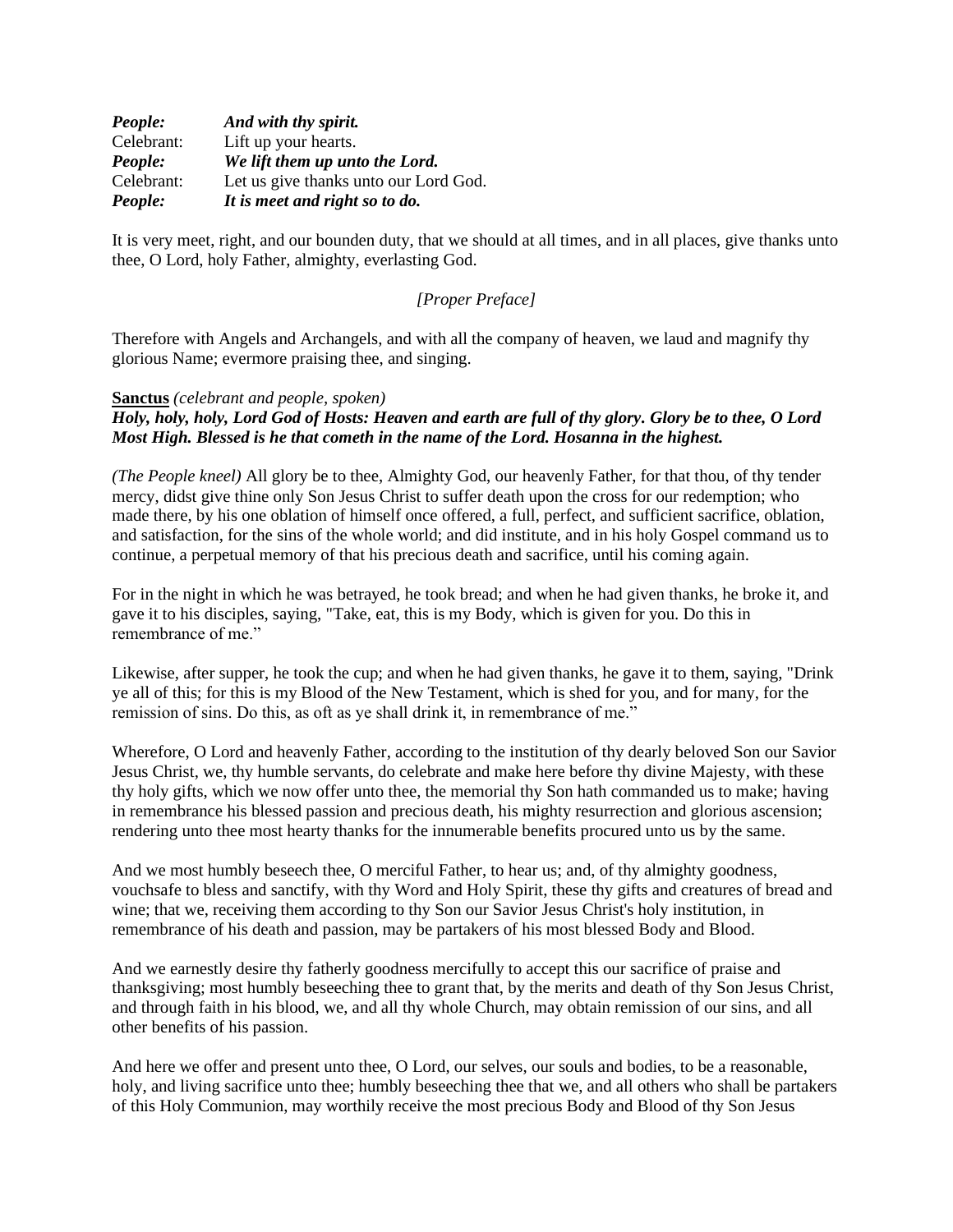***People:*** ***And with thy spirit.***
Celebrant: Lift up your hearts.
***People:*** ***We lift them up unto the Lord.***
Celebrant: Let us give thanks unto our Lord God.
***People:*** ***It is meet and right so to do.***

It is very meet, right, and our bounden duty, that we should at all times, and in all places, give thanks unto thee, O Lord, holy Father, almighty, everlasting God.

*[Proper Preface]*

Therefore with Angels and Archangels, and with all the company of heaven, we laud and magnify thy glorious Name; evermore praising thee, and singing.

**Sanctus** *(celebrant and people, spoken)*
***Holy, holy, holy, Lord God of Hosts: Heaven and earth are full of thy glory. Glory be to thee, O Lord Most High. Blessed is he that cometh in the name of the Lord. Hosanna in the highest.***

*(The People kneel)* All glory be to thee, Almighty God, our heavenly Father, for that thou, of thy tender mercy, didst give thine only Son Jesus Christ to suffer death upon the cross for our redemption; who made there, by his one oblation of himself once offered, a full, perfect, and sufficient sacrifice, oblation, and satisfaction, for the sins of the whole world; and did institute, and in his holy Gospel command us to continue, a perpetual memory of that his precious death and sacrifice, until his coming again.

For in the night in which he was betrayed, he took bread; and when he had given thanks, he broke it, and gave it to his disciples, saying, "Take, eat, this is my Body, which is given for you. Do this in remembrance of me."

Likewise, after supper, he took the cup; and when he had given thanks, he gave it to them, saying, "Drink ye all of this; for this is my Blood of the New Testament, which is shed for you, and for many, for the remission of sins. Do this, as oft as ye shall drink it, in remembrance of me."

Wherefore, O Lord and heavenly Father, according to the institution of thy dearly beloved Son our Savior Jesus Christ, we, thy humble servants, do celebrate and make here before thy divine Majesty, with these thy holy gifts, which we now offer unto thee, the memorial thy Son hath commanded us to make; having in remembrance his blessed passion and precious death, his mighty resurrection and glorious ascension; rendering unto thee most hearty thanks for the innumerable benefits procured unto us by the same.

And we most humbly beseech thee, O merciful Father, to hear us; and, of thy almighty goodness, vouchsafe to bless and sanctify, with thy Word and Holy Spirit, these thy gifts and creatures of bread and wine; that we, receiving them according to thy Son our Savior Jesus Christ's holy institution, in remembrance of his death and passion, may be partakers of his most blessed Body and Blood.

And we earnestly desire thy fatherly goodness mercifully to accept this our sacrifice of praise and thanksgiving; most humbly beseeching thee to grant that, by the merits and death of thy Son Jesus Christ, and through faith in his blood, we, and all thy whole Church, may obtain remission of our sins, and all other benefits of his passion.

And here we offer and present unto thee, O Lord, our selves, our souls and bodies, to be a reasonable, holy, and living sacrifice unto thee; humbly beseeching thee that we, and all others who shall be partakers of this Holy Communion, may worthily receive the most precious Body and Blood of thy Son Jesus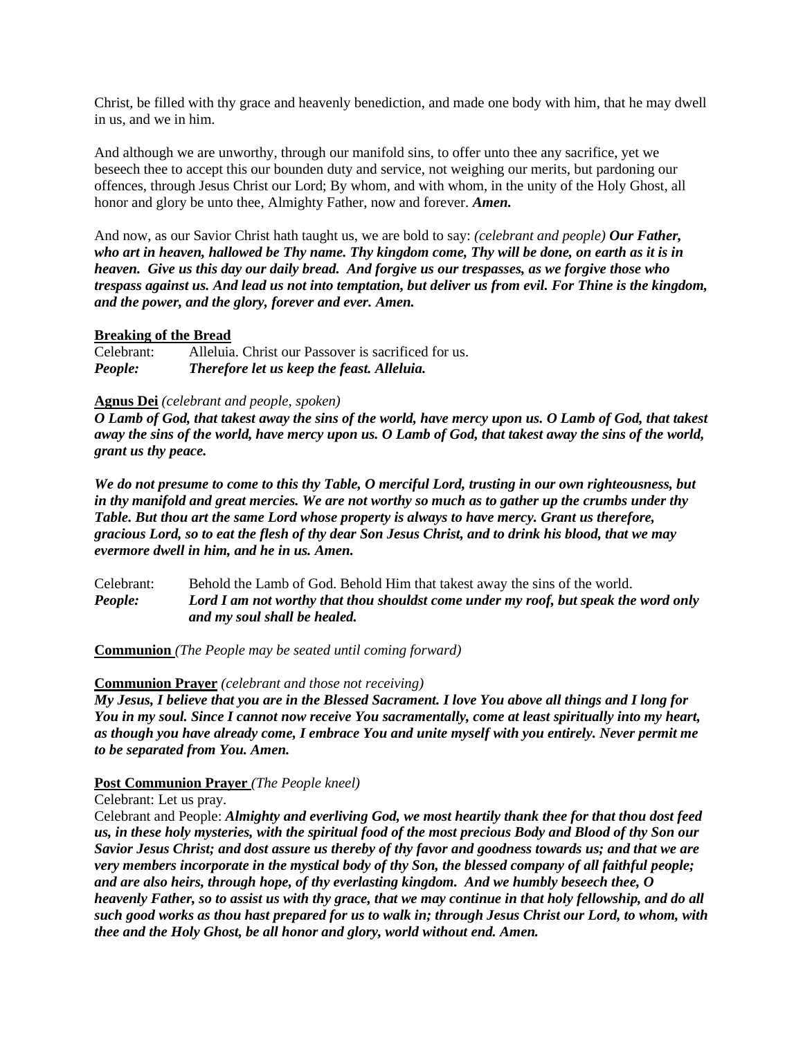Christ, be filled with thy grace and heavenly benediction, and made one body with him, that he may dwell in us, and we in him.

And although we are unworthy, through our manifold sins, to offer unto thee any sacrifice, yet we beseech thee to accept this our bounden duty and service, not weighing our merits, but pardoning our offences, through Jesus Christ our Lord; By whom, and with whom, in the unity of the Holy Ghost, all honor and glory be unto thee, Almighty Father, now and forever. ***Amen.***

And now, as our Savior Christ hath taught us, we are bold to say: *(celebrant and people)* ***Our Father, who art in heaven, hallowed be Thy name. Thy kingdom come, Thy will be done, on earth as it is in heaven. Give us this day our daily bread. And forgive us our trespasses, as we forgive those who trespass against us. And lead us not into temptation, but deliver us from evil. For Thine is the kingdom, and the power, and the glory, forever and ever. Amen.***

**Breaking of the Bread**

Celebrant: Alleluia. Christ our Passover is sacrificed for us.
***People: Therefore let us keep the feast. Alleluia.***

**Agnus Dei** *(celebrant and people, spoken)*

***O Lamb of God, that takest away the sins of the world, have mercy upon us. O Lamb of God, that takest away the sins of the world, have mercy upon us. O Lamb of God, that takest away the sins of the world, grant us thy peace.***

***We do not presume to come to this thy Table, O merciful Lord, trusting in our own righteousness, but in thy manifold and great mercies. We are not worthy so much as to gather up the crumbs under thy Table. But thou art the same Lord whose property is always to have mercy. Grant us therefore, gracious Lord, so to eat the flesh of thy dear Son Jesus Christ, and to drink his blood, that we may evermore dwell in him, and he in us. Amen.***

Celebrant: Behold the Lamb of God. Behold Him that takest away the sins of the world.
***People: Lord I am not worthy that thou shouldst come under my roof, but speak the word only and my soul shall be healed.***

**Communion** *(The People may be seated until coming forward)*

**Communion Prayer** *(celebrant and those not receiving)*

***My Jesus, I believe that you are in the Blessed Sacrament. I love You above all things and I long for You in my soul. Since I cannot now receive You sacramentally, come at least spiritually into my heart, as though you have already come, I embrace You and unite myself with you entirely. Never permit me to be separated from You. Amen.***

**Post Communion Prayer** *(The People kneel)*

Celebrant: Let us pray.
Celebrant and People: ***Almighty and everliving God, we most heartily thank thee for that thou dost feed us, in these holy mysteries, with the spiritual food of the most precious Body and Blood of thy Son our Savior Jesus Christ; and dost assure us thereby of thy favor and goodness towards us; and that we are very members incorporate in the mystical body of thy Son, the blessed company of all faithful people; and are also heirs, through hope, of thy everlasting kingdom. And we humbly beseech thee, O heavenly Father, so to assist us with thy grace, that we may continue in that holy fellowship, and do all such good works as thou hast prepared for us to walk in; through Jesus Christ our Lord, to whom, with thee and the Holy Ghost, be all honor and glory, world without end. Amen.***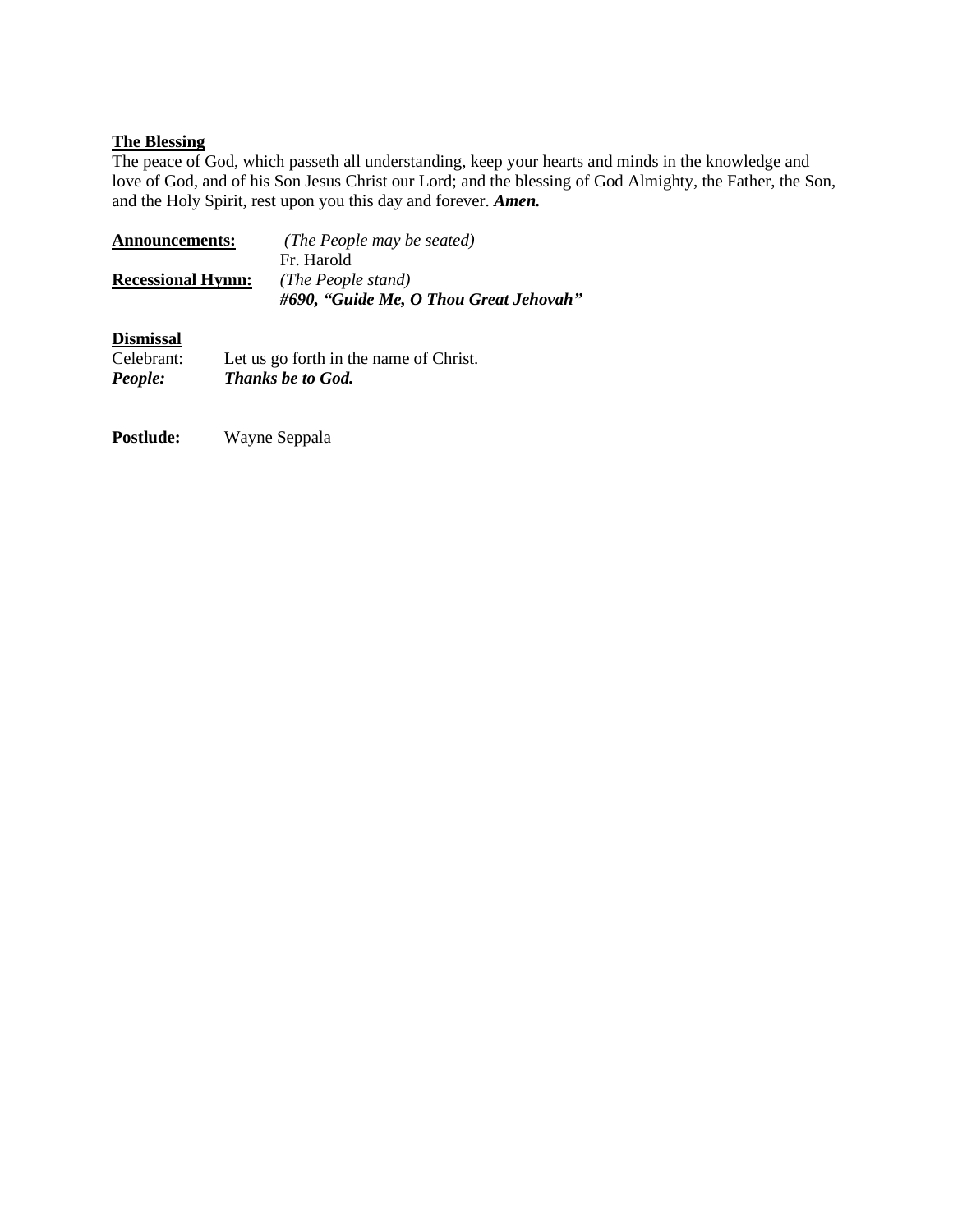**The Blessing**

The peace of God, which passeth all understanding, keep your hearts and minds in the knowledge and love of God, and of his Son Jesus Christ our Lord; and the blessing of God Almighty, the Father, the Son, and the Holy Spirit, rest upon you this day and forever. ***Amen.***

**Announcements:** *(The People may be seated)*
Fr. Harold

**Recessional Hymn:** *(The People stand)*
***#690, "Guide Me, O Thou Great Jehovah"***

**Dismissal**

Celebrant: Let us go forth in the name of Christ.
***People:*** ***Thanks be to God.***

**Postlude:** Wayne Seppala